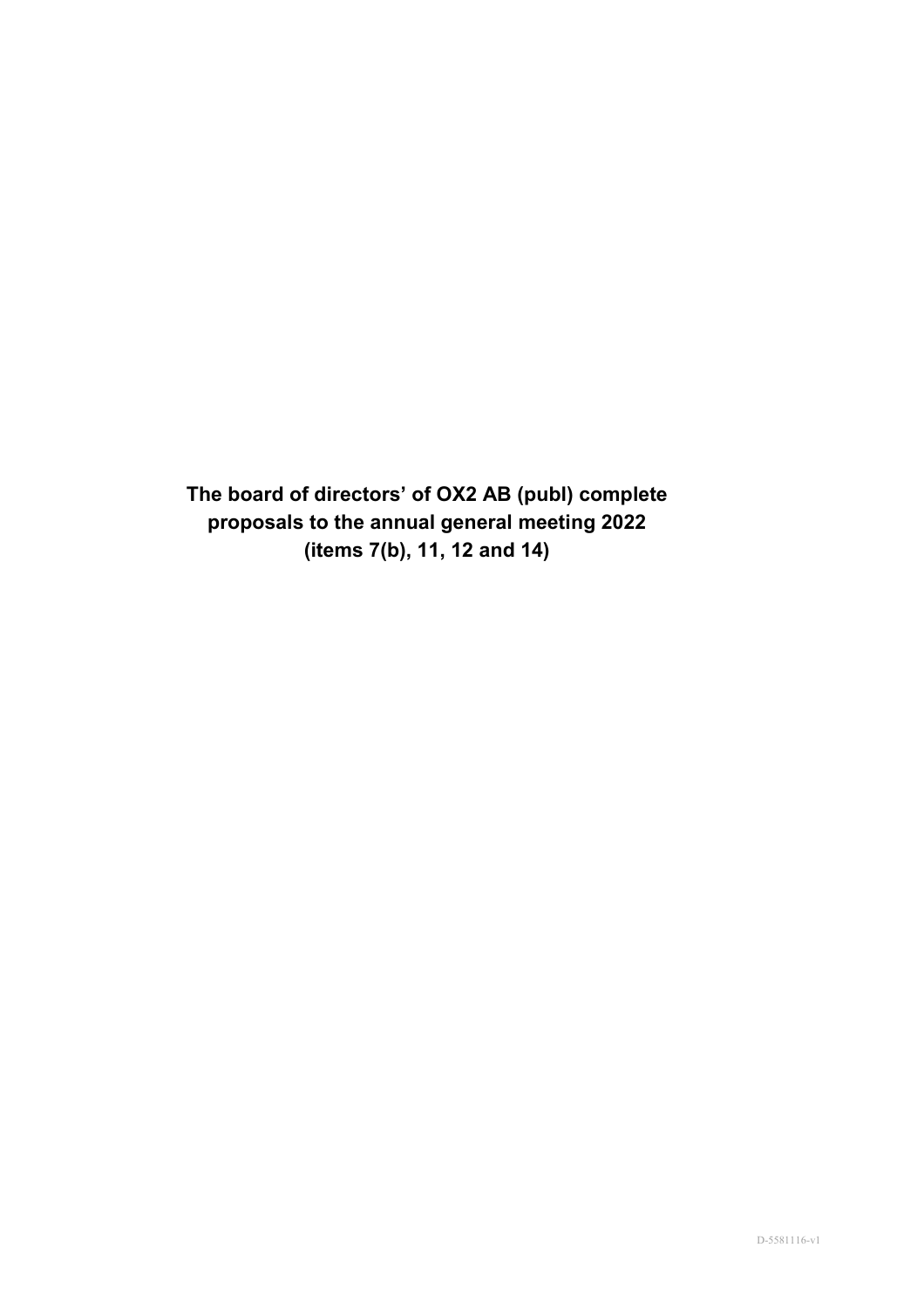# The board of directors' of OX2 AB (publ) complete proposals to the annual general meeting 2022 (items 7(b), 11, 12 and 14)

D-5581116-v1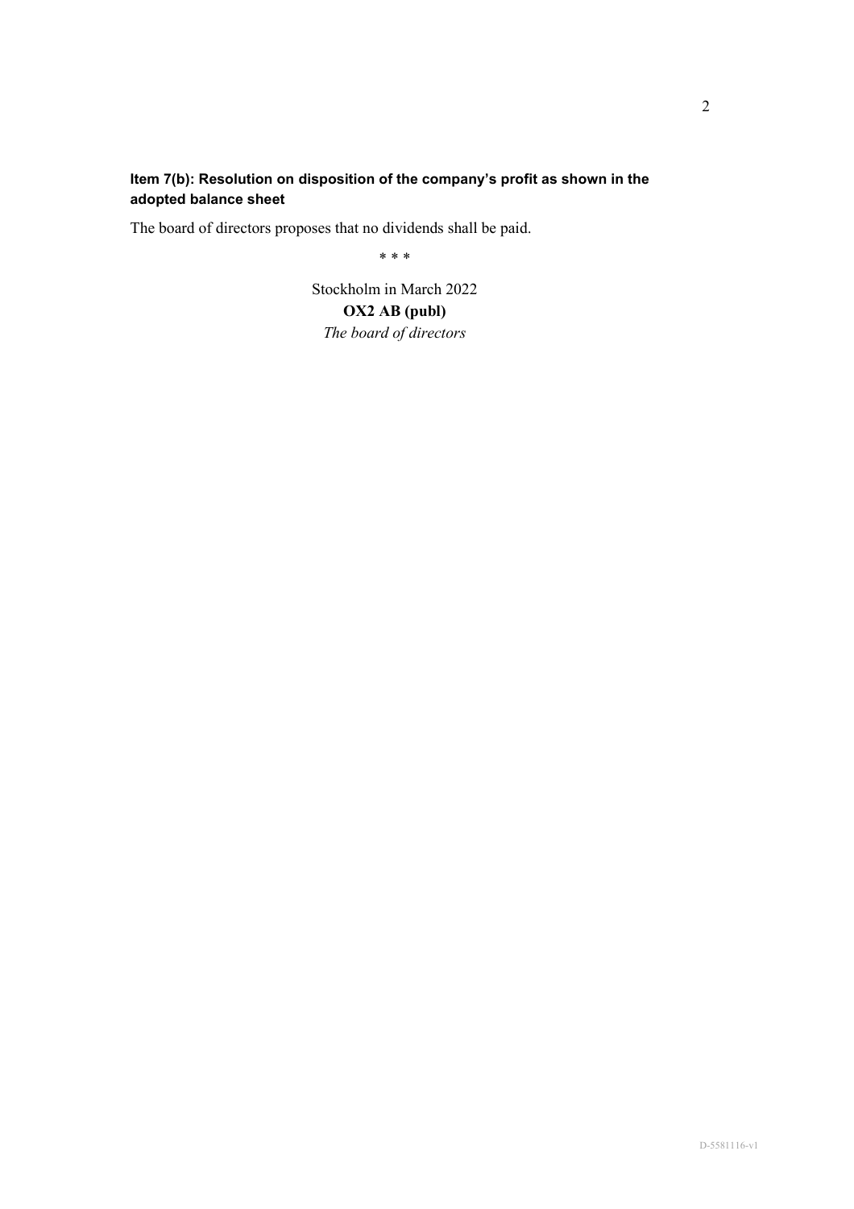### Item 7(b): Resolution on disposition of the company's profit as shown in the adopted balance sheet

The board of directors proposes that no dividends shall be paid.

\* \* \*

Stockholm in March 2022

**OX2 AB (publ)**

*The board of directors*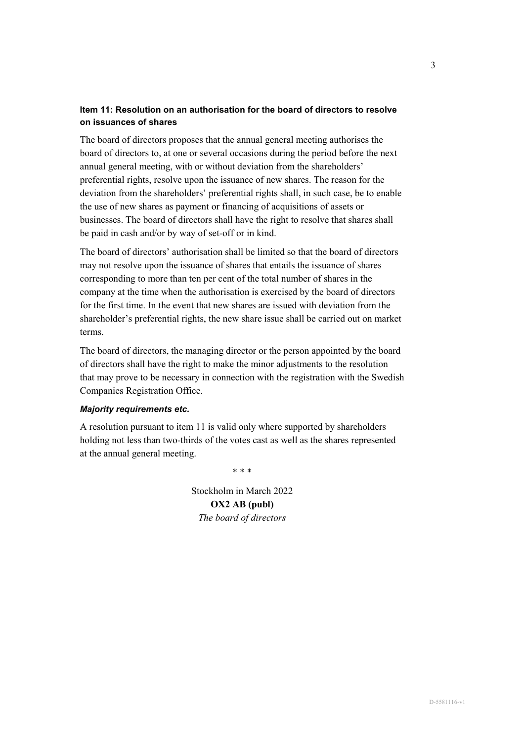### Item 11: Resolution on an authorisation for the board of directors to resolve on issuances of shares

The board of directors proposes that the annual general meeting authorises the board of directors to, at one or several occasions during the period before the next annual general meeting, with or without deviation from the shareholders' preferential rights, resolve upon the issuance of new shares. The reason for the deviation from the shareholders' preferential rights shall, in such case, be to enable the use of new shares as payment or financing of acquisitions of assets or businesses. The board of directors shall have the right to resolve that shares shall be paid in cash and/or by way of set-off or in kind.

The board of directors' authorisation shall be limited so that the board of directors may not resolve upon the issuance of shares that entails the issuance of shares corresponding to more than ten per cent of the total number of shares in the company at the time when the authorisation is exercised by the board of directors for the first time. In the event that new shares are issued with deviation from the shareholder's preferential rights, the new share issue shall be carried out on market terms.

The board of directors, the managing director or the person appointed by the board of directors shall have the right to make the minor adjustments to the resolution that may prove to be necessary in connection with the registration with the Swedish Companies Registration Office.

#### *Majority requirements etc.*

A resolution pursuant to item 11 is valid only where supported by shareholders holding not less than two-thirds of the votes cast as well as the shares represented at the annual general meeting.

\* \* \*

Stockholm in March 2022

**OX2 AB (publ)**

*The board of directors*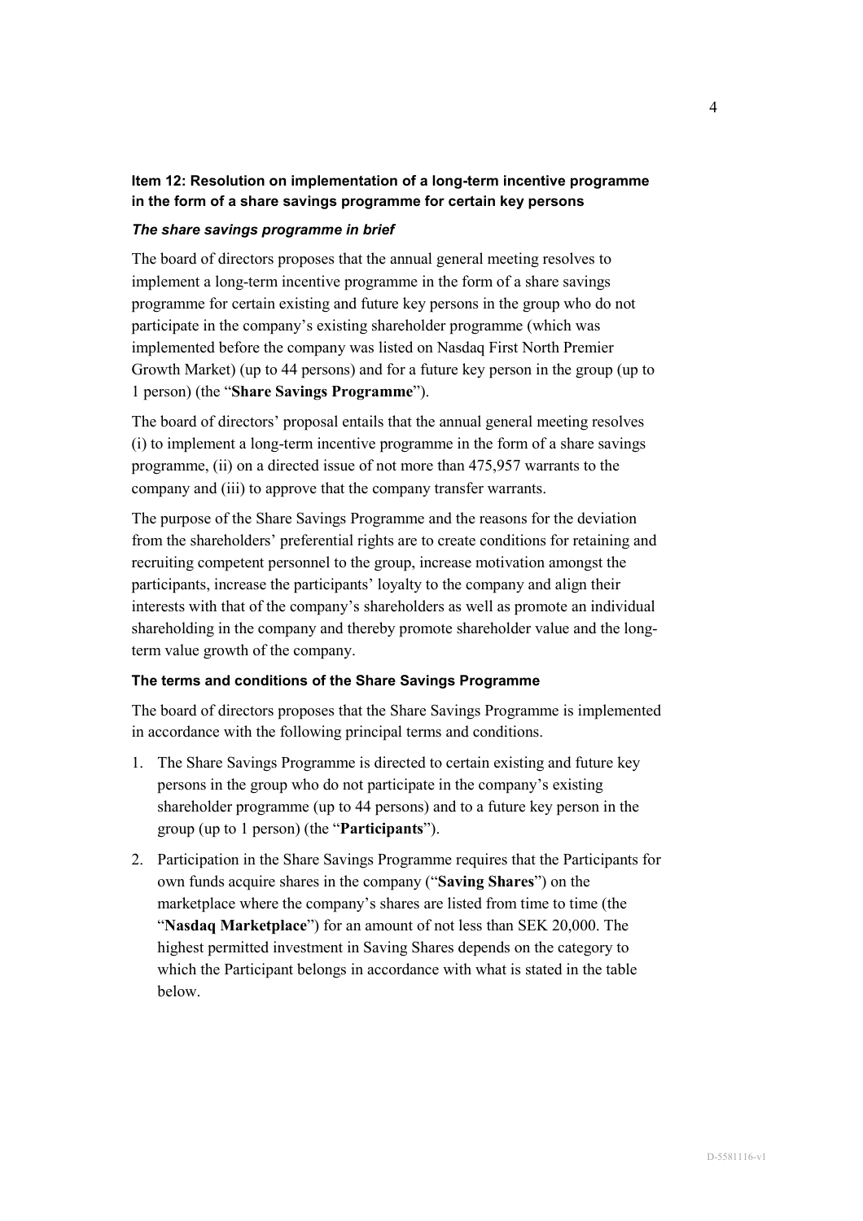**Item 12: Resolution on implementation of a long-term incentive programme in the form of a share savings programme for certain key persons**

***The share savings programme in brief***

The board of directors proposes that the annual general meeting resolves to implement a long-term incentive programme in the form of a share savings programme for certain existing and future key persons in the group who do not participate in the company's existing shareholder programme (which was implemented before the company was listed on Nasdaq First North Premier Growth Market) (up to 44 persons) and for a future key person in the group (up to 1 person) (the "**Share Savings Programme**").

The board of directors' proposal entails that the annual general meeting resolves (i) to implement a long-term incentive programme in the form of a share savings programme, (ii) on a directed issue of not more than 475,957 warrants to the company and (iii) to approve that the company transfer warrants.

The purpose of the Share Savings Programme and the reasons for the deviation from the shareholders' preferential rights are to create conditions for retaining and recruiting competent personnel to the group, increase motivation amongst the participants, increase the participants' loyalty to the company and align their interests with that of the company's shareholders as well as promote an individual shareholding in the company and thereby promote shareholder value and the long-term value growth of the company.

**The terms and conditions of the Share Savings Programme**

The board of directors proposes that the Share Savings Programme is implemented in accordance with the following principal terms and conditions.

1. The Share Savings Programme is directed to certain existing and future key persons in the group who do not participate in the company's existing shareholder programme (up to 44 persons) and to a future key person in the group (up to 1 person) (the "**Participants**").
2. Participation in the Share Savings Programme requires that the Participants for own funds acquire shares in the company ("**Saving Shares**") on the marketplace where the company's shares are listed from time to time (the "**Nasdaq Marketplace**") for an amount of not less than SEK 20,000. The highest permitted investment in Saving Shares depends on the category to which the Participant belongs in accordance with what is stated in the table below.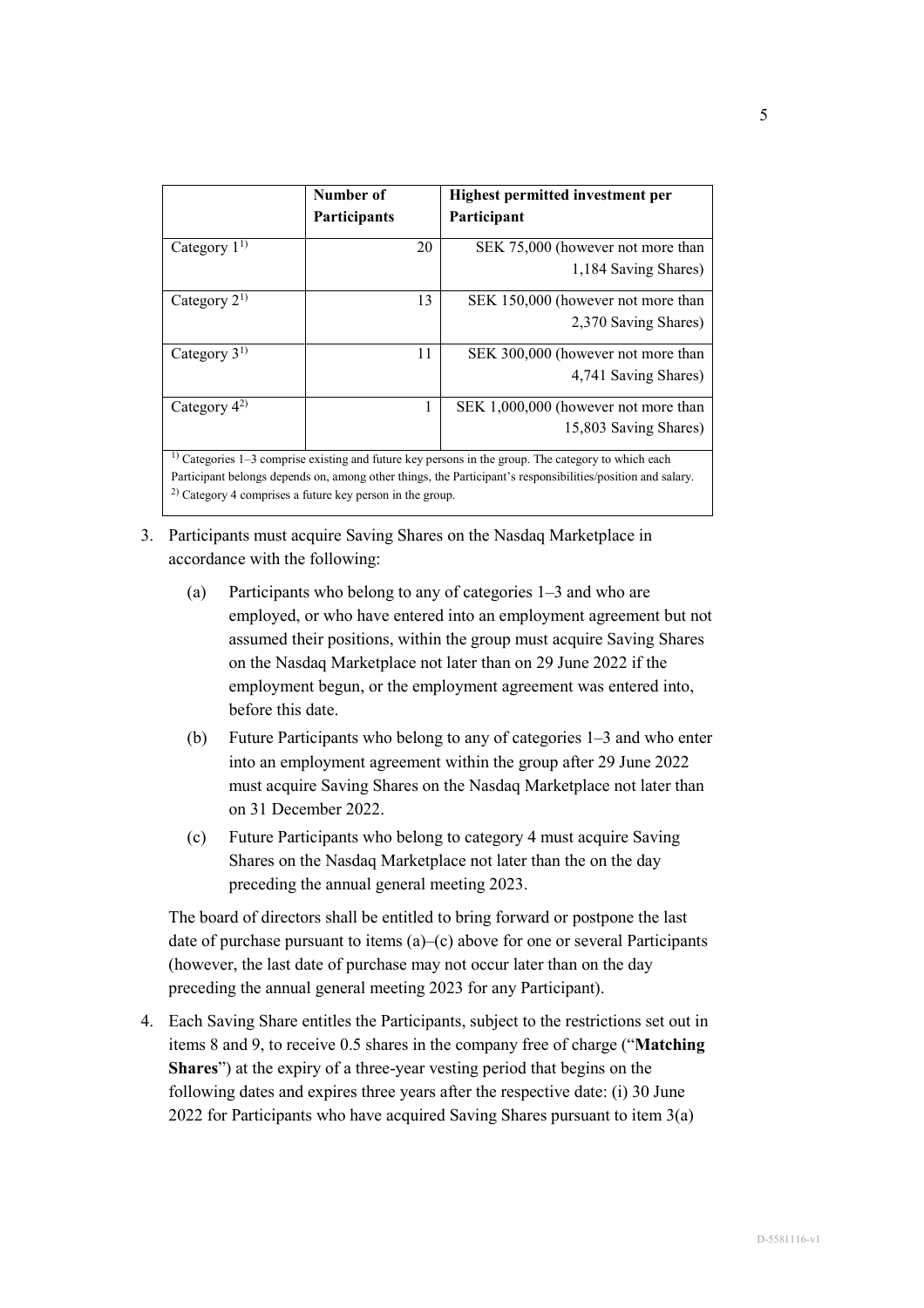| | Number of Participants | Highest permitted investment per Participant |
|---|---|---|
| Category 1[1)] | 20 | SEK 75,000 (however not more than 1,184 Saving Shares) |
| Category 2[1)] | 13 | SEK 150,000 (however not more than 2,370 Saving Shares) |
| Category 3[1)] | 11 | SEK 300,000 (however not more than 4,741 Saving Shares) |
| Category 4[2)] | 1 | SEK 1,000,000 (however not more than 15,803 Saving Shares) |

[1)] Categories 1–3 comprise existing and future key persons in the group. The category to which each Participant belongs depends on, among other things, the Participant's responsibilities/position and salary.
[2)] Category 4 comprises a future key person in the group.

3. Participants must acquire Saving Shares on the Nasdaq Marketplace in accordance with the following:

   (a) Participants who belong to any of categories 1–3 and who are employed, or who have entered into an employment agreement but not assumed their positions, within the group must acquire Saving Shares on the Nasdaq Marketplace not later than on 29 June 2022 if the employment begun, or the employment agreement was entered into, before this date.

   (b) Future Participants who belong to any of categories 1–3 and who enter into an employment agreement within the group after 29 June 2022 must acquire Saving Shares on the Nasdaq Marketplace not later than on 31 December 2022.

   (c) Future Participants who belong to category 4 must acquire Saving Shares on the Nasdaq Marketplace not later than the on the day preceding the annual general meeting 2023.

   The board of directors shall be entitled to bring forward or postpone the last date of purchase pursuant to items (a)–(c) above for one or several Participants (however, the last date of purchase may not occur later than on the day preceding the annual general meeting 2023 for any Participant).

4. Each Saving Share entitles the Participants, subject to the restrictions set out in items 8 and 9, to receive 0.5 shares in the company free of charge ("**Matching Shares**") at the expiry of a three-year vesting period that begins on the following dates and expires three years after the respective date: (i) 30 June 2022 for Participants who have acquired Saving Shares pursuant to item 3(a)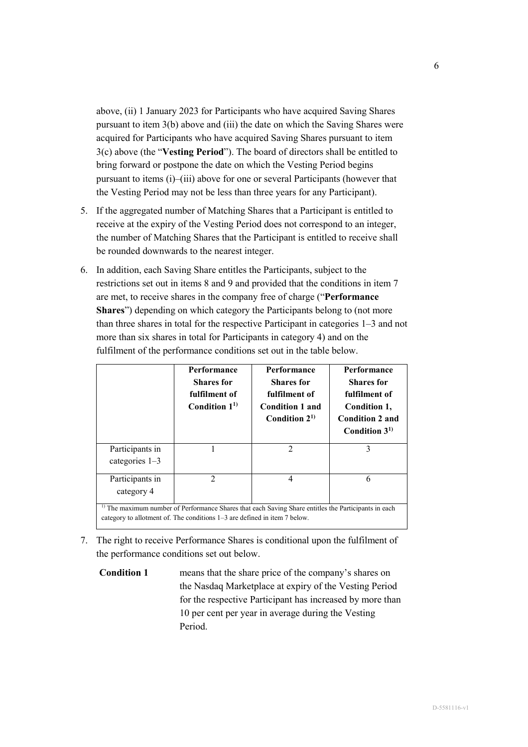above, (ii) 1 January 2023 for Participants who have acquired Saving Shares pursuant to item 3(b) above and (iii) the date on which the Saving Shares were acquired for Participants who have acquired Saving Shares pursuant to item 3(c) above (the "**Vesting Period**"). The board of directors shall be entitled to bring forward or postpone the date on which the Vesting Period begins pursuant to items (i)–(iii) above for one or several Participants (however that the Vesting Period may not be less than three years for any Participant).

5. If the aggregated number of Matching Shares that a Participant is entitled to receive at the expiry of the Vesting Period does not correspond to an integer, the number of Matching Shares that the Participant is entitled to receive shall be rounded downwards to the nearest integer.

6. In addition, each Saving Share entitles the Participants, subject to the restrictions set out in items 8 and 9 and provided that the conditions in item 7 are met, to receive shares in the company free of charge ("**Performance Shares**") depending on which category the Participants belong to (not more than three shares in total for the respective Participant in categories 1–3 and not more than six shares in total for Participants in category 4) and on the fulfilment of the performance conditions set out in the table below.

| | **Performance Shares for fulfilment of Condition 1**[1] | **Performance Shares for fulfilment of Condition 1 and Condition 2**[1] | **Performance Shares for fulfilment of Condition 1, Condition 2 and Condition 3**[1] |
|---|---|---|---|
| Participants in categories 1–3 | 1 | 2 | 3 |
| Participants in category 4 | 2 | 4 | 6 |

[1] The maximum number of Performance Shares that each Saving Share entitles the Participants in each category to allotment of. The conditions 1–3 are defined in item 7 below.

7. The right to receive Performance Shares is conditional upon the fulfilment of the performance conditions set out below.

**Condition 1** means that the share price of the company's shares on the Nasdaq Marketplace at expiry of the Vesting Period for the respective Participant has increased by more than 10 per cent per year in average during the Vesting Period.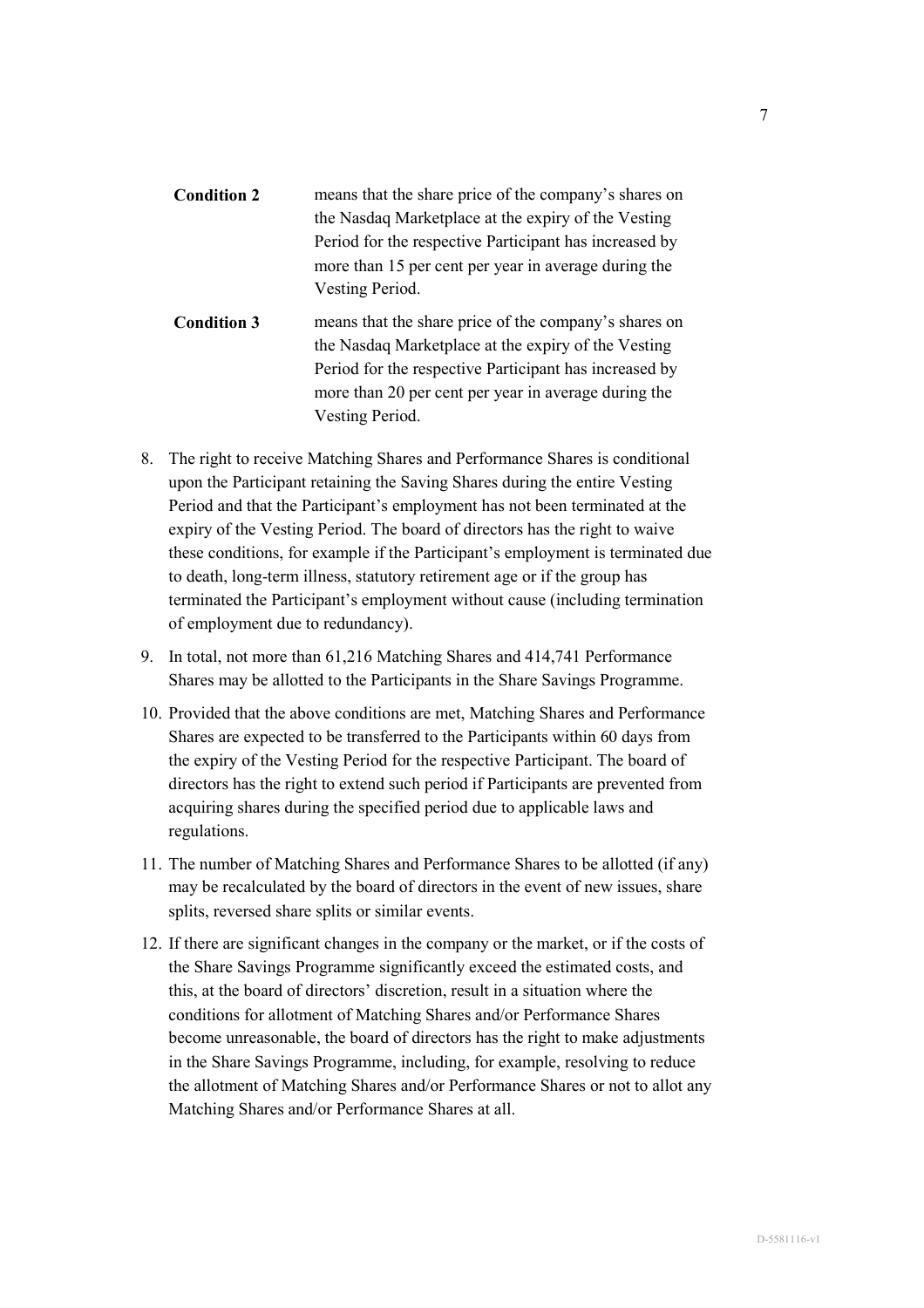| | |
|---|---|
| **Condition 2** | means that the share price of the company's shares on the Nasdaq Marketplace at the expiry of the Vesting Period for the respective Participant has increased by more than 15 per cent per year in average during the Vesting Period. |
| **Condition 3** | means that the share price of the company's shares on the Nasdaq Marketplace at the expiry of the Vesting Period for the respective Participant has increased by more than 20 per cent per year in average during the Vesting Period. |

8. The right to receive Matching Shares and Performance Shares is conditional upon the Participant retaining the Saving Shares during the entire Vesting Period and that the Participant's employment has not been terminated at the expiry of the Vesting Period. The board of directors has the right to waive these conditions, for example if the Participant's employment is terminated due to death, long-term illness, statutory retirement age or if the group has terminated the Participant's employment without cause (including termination of employment due to redundancy).
9. In total, not more than 61,216 Matching Shares and 414,741 Performance Shares may be allotted to the Participants in the Share Savings Programme.
10. Provided that the above conditions are met, Matching Shares and Performance Shares are expected to be transferred to the Participants within 60 days from the expiry of the Vesting Period for the respective Participant. The board of directors has the right to extend such period if Participants are prevented from acquiring shares during the specified period due to applicable laws and regulations.
11. The number of Matching Shares and Performance Shares to be allotted (if any) may be recalculated by the board of directors in the event of new issues, share splits, reversed share splits or similar events.
12. If there are significant changes in the company or the market, or if the costs of the Share Savings Programme significantly exceed the estimated costs, and this, at the board of directors' discretion, result in a situation where the conditions for allotment of Matching Shares and/or Performance Shares become unreasonable, the board of directors has the right to make adjustments in the Share Savings Programme, including, for example, resolving to reduce the allotment of Matching Shares and/or Performance Shares or not to allot any Matching Shares and/or Performance Shares at all.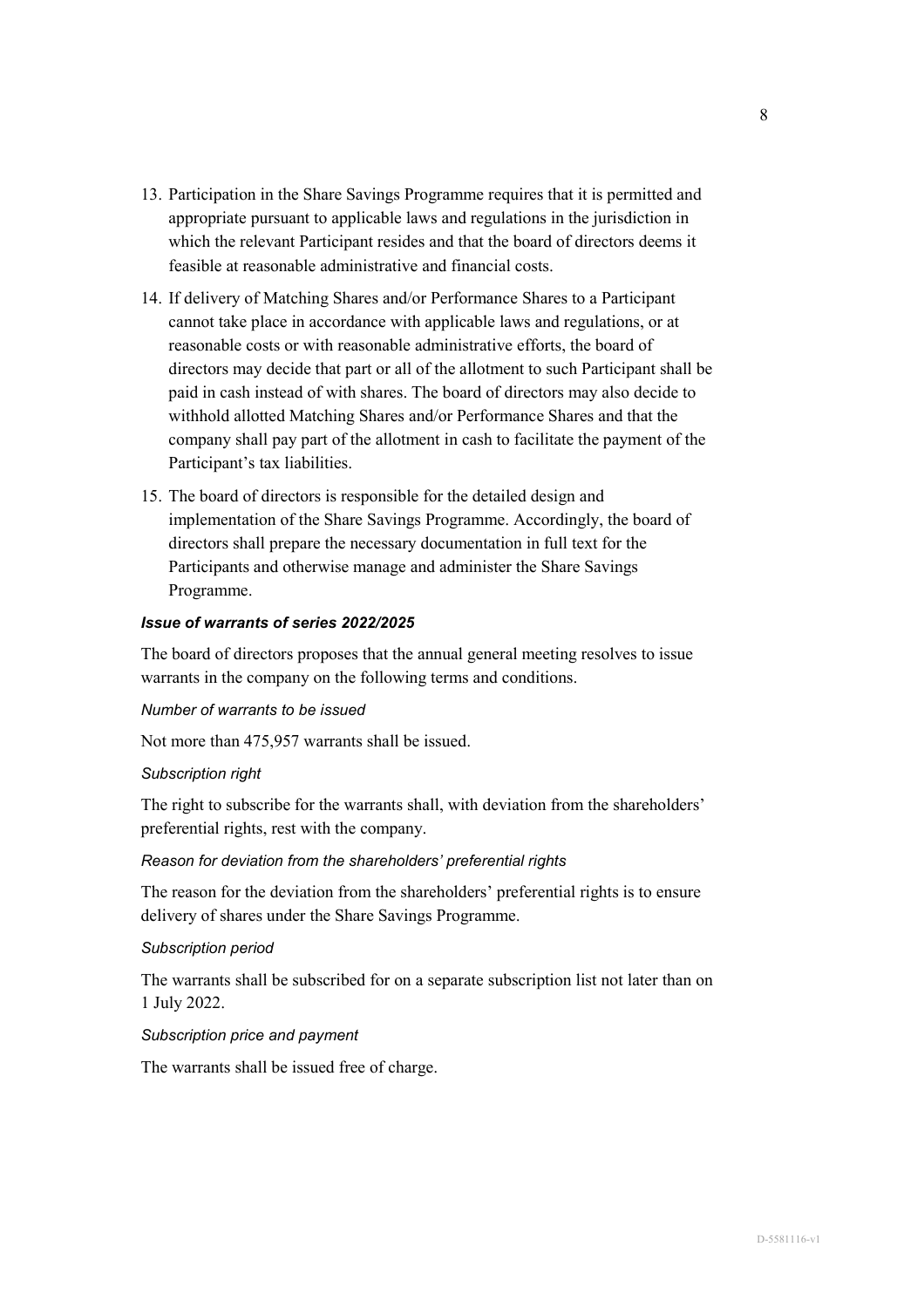13. Participation in the Share Savings Programme requires that it is permitted and appropriate pursuant to applicable laws and regulations in the jurisdiction in which the relevant Participant resides and that the board of directors deems it feasible at reasonable administrative and financial costs.

14. If delivery of Matching Shares and/or Performance Shares to a Participant cannot take place in accordance with applicable laws and regulations, or at reasonable costs or with reasonable administrative efforts, the board of directors may decide that part or all of the allotment to such Participant shall be paid in cash instead of with shares. The board of directors may also decide to withhold allotted Matching Shares and/or Performance Shares and that the company shall pay part of the allotment in cash to facilitate the payment of the Participant's tax liabilities.

15. The board of directors is responsible for the detailed design and implementation of the Share Savings Programme. Accordingly, the board of directors shall prepare the necessary documentation in full text for the Participants and otherwise manage and administer the Share Savings Programme.

***Issue of warrants of series 2022/2025***

The board of directors proposes that the annual general meeting resolves to issue warrants in the company on the following terms and conditions.

*Number of warrants to be issued*

Not more than 475,957 warrants shall be issued.

*Subscription right*

The right to subscribe for the warrants shall, with deviation from the shareholders' preferential rights, rest with the company.

*Reason for deviation from the shareholders' preferential rights*

The reason for the deviation from the shareholders' preferential rights is to ensure delivery of shares under the Share Savings Programme.

*Subscription period*

The warrants shall be subscribed for on a separate subscription list not later than on 1 July 2022.

*Subscription price and payment*

The warrants shall be issued free of charge.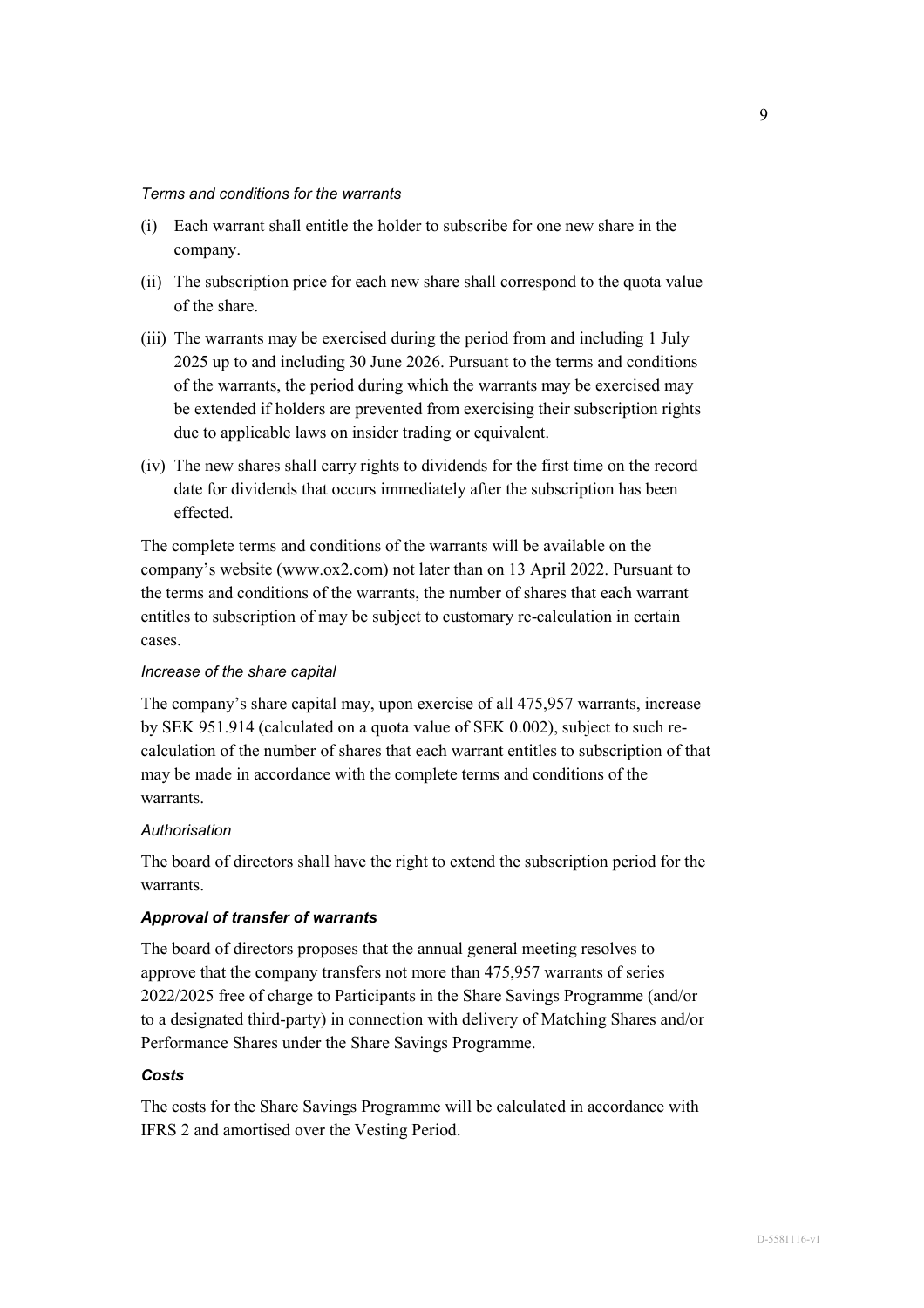*Terms and conditions for the warrants*

(i) Each warrant shall entitle the holder to subscribe for one new share in the company.

(ii) The subscription price for each new share shall correspond to the quota value of the share.

(iii) The warrants may be exercised during the period from and including 1 July 2025 up to and including 30 June 2026. Pursuant to the terms and conditions of the warrants, the period during which the warrants may be exercised may be extended if holders are prevented from exercising their subscription rights due to applicable laws on insider trading or equivalent.

(iv) The new shares shall carry rights to dividends for the first time on the record date for dividends that occurs immediately after the subscription has been effected.

The complete terms and conditions of the warrants will be available on the company's website (www.ox2.com) not later than on 13 April 2022. Pursuant to the terms and conditions of the warrants, the number of shares that each warrant entitles to subscription of may be subject to customary re-calculation in certain cases.

*Increase of the share capital*

The company's share capital may, upon exercise of all 475,957 warrants, increase by SEK 951.914 (calculated on a quota value of SEK 0.002), subject to such re-calculation of the number of shares that each warrant entitles to subscription of that may be made in accordance with the complete terms and conditions of the warrants.

*Authorisation*

The board of directors shall have the right to extend the subscription period for the warrants.

***Approval of transfer of warrants***

The board of directors proposes that the annual general meeting resolves to approve that the company transfers not more than 475,957 warrants of series 2022/2025 free of charge to Participants in the Share Savings Programme (and/or to a designated third-party) in connection with delivery of Matching Shares and/or Performance Shares under the Share Savings Programme.

***Costs***

The costs for the Share Savings Programme will be calculated in accordance with IFRS 2 and amortised over the Vesting Period.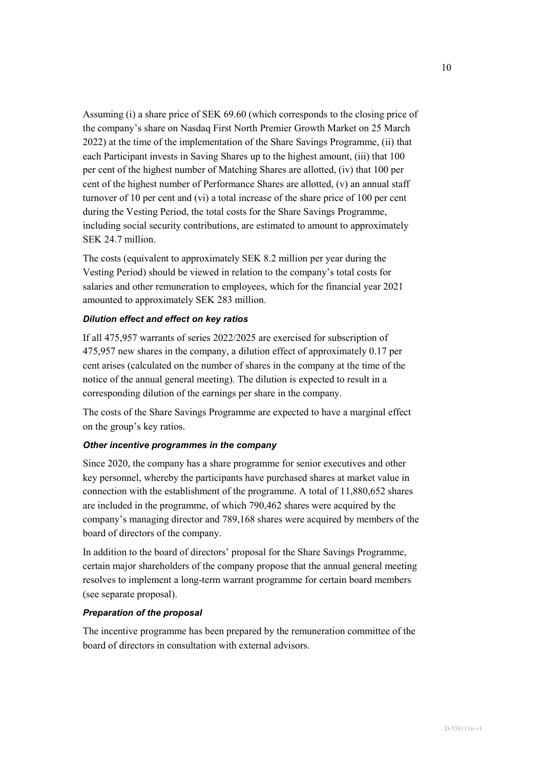Assuming (i) a share price of SEK 69.60 (which corresponds to the closing price of the company's share on Nasdaq First North Premier Growth Market on 25 March 2022) at the time of the implementation of the Share Savings Programme, (ii) that each Participant invests in Saving Shares up to the highest amount, (iii) that 100 per cent of the highest number of Matching Shares are allotted, (iv) that 100 per cent of the highest number of Performance Shares are allotted, (v) an annual staff turnover of 10 per cent and (vi) a total increase of the share price of 100 per cent during the Vesting Period, the total costs for the Share Savings Programme, including social security contributions, are estimated to amount to approximately SEK 24.7 million.

The costs (equivalent to approximately SEK 8.2 million per year during the Vesting Period) should be viewed in relation to the company's total costs for salaries and other remuneration to employees, which for the financial year 2021 amounted to approximately SEK 283 million.

***Dilution effect and effect on key ratios***

If all 475,957 warrants of series 2022/2025 are exercised for subscription of 475,957 new shares in the company, a dilution effect of approximately 0.17 per cent arises (calculated on the number of shares in the company at the time of the notice of the annual general meeting). The dilution is expected to result in a corresponding dilution of the earnings per share in the company.

The costs of the Share Savings Programme are expected to have a marginal effect on the group's key ratios.

***Other incentive programmes in the company***

Since 2020, the company has a share programme for senior executives and other key personnel, whereby the participants have purchased shares at market value in connection with the establishment of the programme. A total of 11,880,652 shares are included in the programme, of which 790,462 shares were acquired by the company's managing director and 789,168 shares were acquired by members of the board of directors of the company.

In addition to the board of directors' proposal for the Share Savings Programme, certain major shareholders of the company propose that the annual general meeting resolves to implement a long-term warrant programme for certain board members (see separate proposal).

***Preparation of the proposal***

The incentive programme has been prepared by the remuneration committee of the board of directors in consultation with external advisors.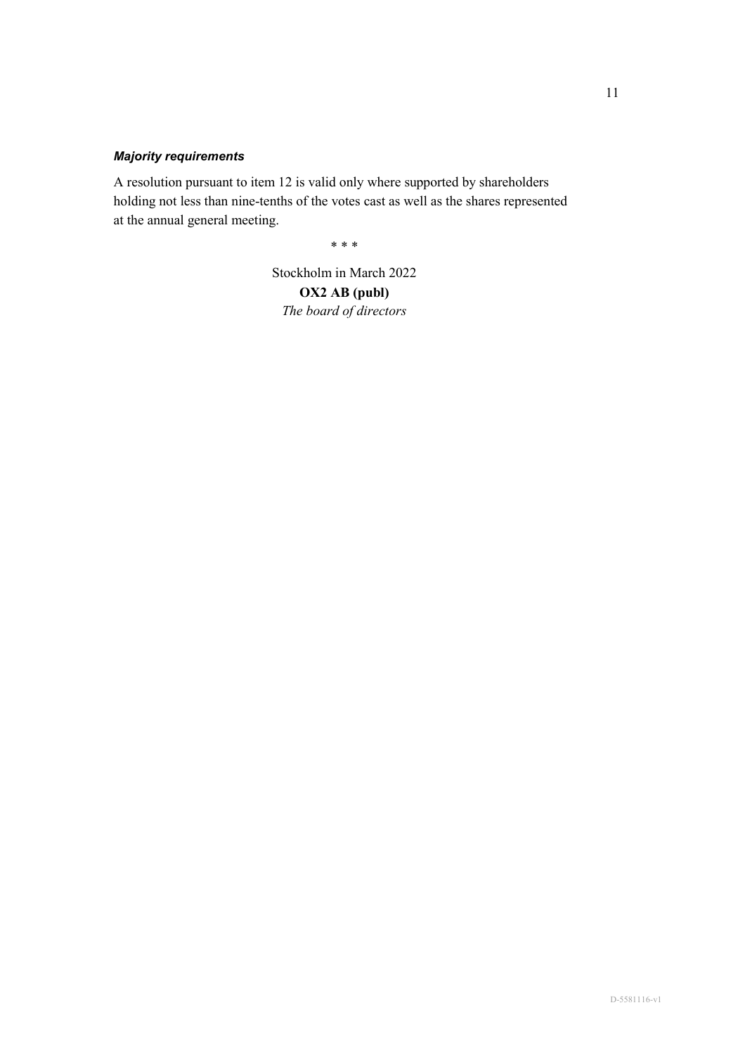***Majority requirements***

A resolution pursuant to item 12 is valid only where supported by shareholders holding not less than nine-tenths of the votes cast as well as the shares represented at the annual general meeting.

\* \* \*

Stockholm in March 2022

**OX2 AB (publ)**

*The board of directors*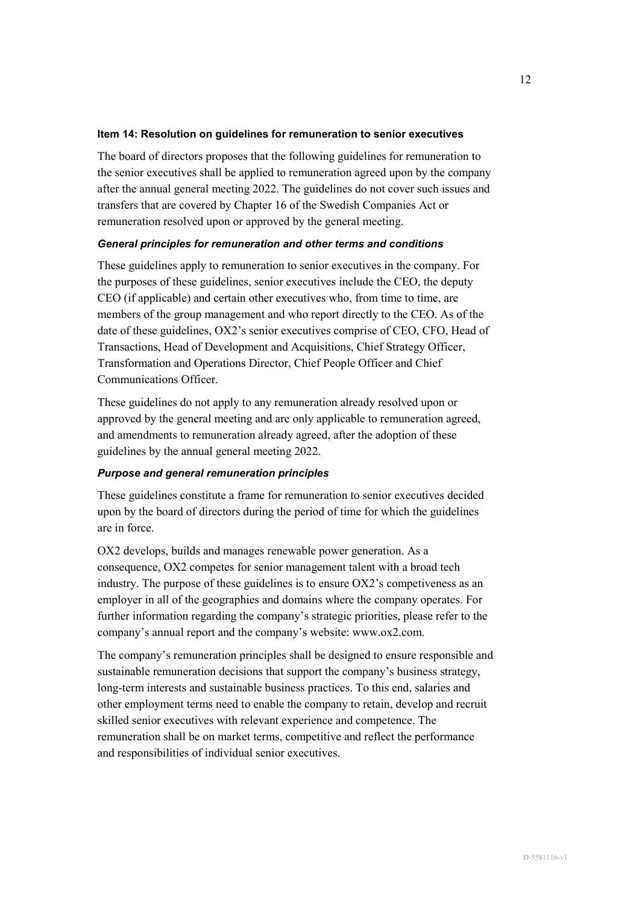### Item 14: Resolution on guidelines for remuneration to senior executives

The board of directors proposes that the following guidelines for remuneration to the senior executives shall be applied to remuneration agreed upon by the company after the annual general meeting 2022. The guidelines do not cover such issues and transfers that are covered by Chapter 16 of the Swedish Companies Act or remuneration resolved upon or approved by the general meeting.

#### *General principles for remuneration and other terms and conditions*

These guidelines apply to remuneration to senior executives in the company. For the purposes of these guidelines, senior executives include the CEO, the deputy CEO (if applicable) and certain other executives who, from time to time, are members of the group management and who report directly to the CEO. As of the date of these guidelines, OX2's senior executives comprise of CEO, CFO, Head of Transactions, Head of Development and Acquisitions, Chief Strategy Officer, Transformation and Operations Director, Chief People Officer and Chief Communications Officer.

These guidelines do not apply to any remuneration already resolved upon or approved by the general meeting and are only applicable to remuneration agreed, and amendments to remuneration already agreed, after the adoption of these guidelines by the annual general meeting 2022.

#### *Purpose and general remuneration principles*

These guidelines constitute a frame for remuneration to senior executives decided upon by the board of directors during the period of time for which the guidelines are in force.

OX2 develops, builds and manages renewable power generation. As a consequence, OX2 competes for senior management talent with a broad tech industry. The purpose of these guidelines is to ensure OX2's competiveness as an employer in all of the geographies and domains where the company operates. For further information regarding the company's strategic priorities, please refer to the company's annual report and the company's website: www.ox2.com.

The company's remuneration principles shall be designed to ensure responsible and sustainable remuneration decisions that support the company's business strategy, long-term interests and sustainable business practices. To this end, salaries and other employment terms need to enable the company to retain, develop and recruit skilled senior executives with relevant experience and competence. The remuneration shall be on market terms, competitive and reflect the performance and responsibilities of individual senior executives.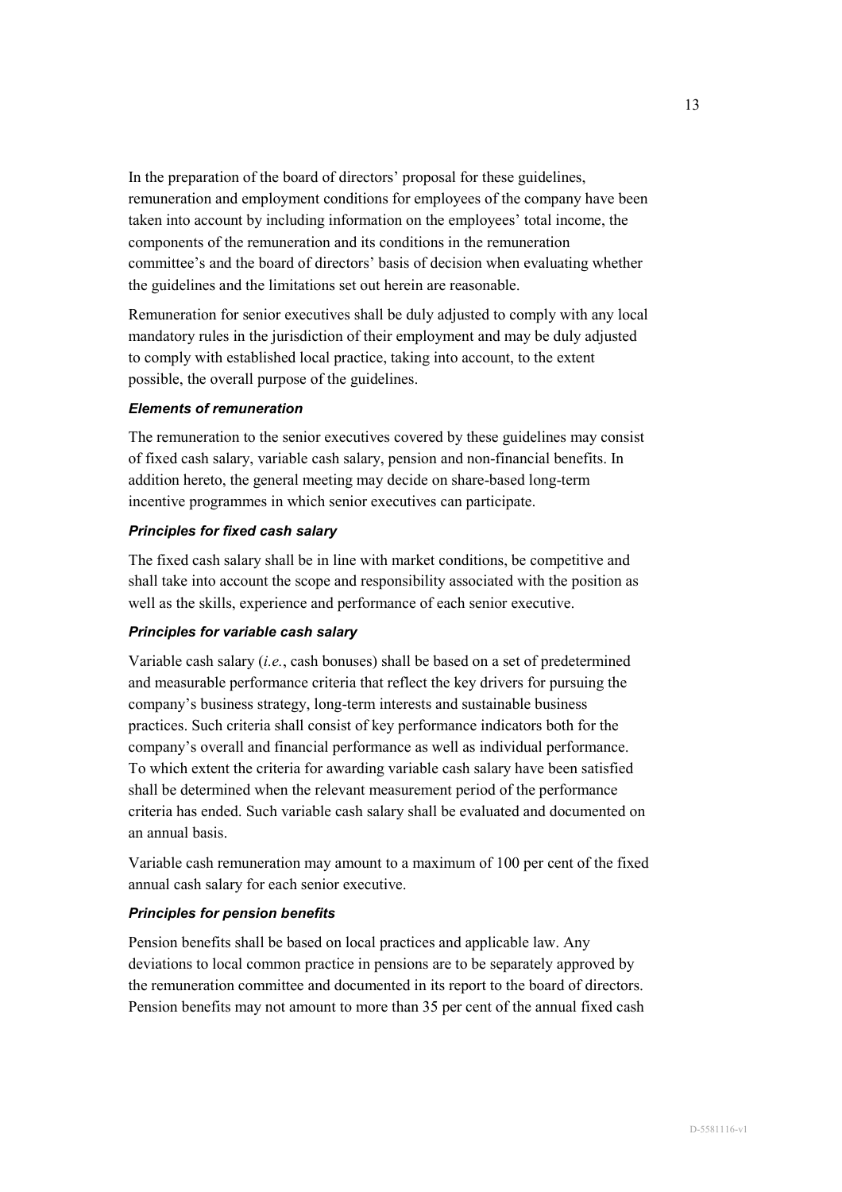In the preparation of the board of directors' proposal for these guidelines, remuneration and employment conditions for employees of the company have been taken into account by including information on the employees' total income, the components of the remuneration and its conditions in the remuneration committee's and the board of directors' basis of decision when evaluating whether the guidelines and the limitations set out herein are reasonable.

Remuneration for senior executives shall be duly adjusted to comply with any local mandatory rules in the jurisdiction of their employment and may be duly adjusted to comply with established local practice, taking into account, to the extent possible, the overall purpose of the guidelines.

***Elements of remuneration***

The remuneration to the senior executives covered by these guidelines may consist of fixed cash salary, variable cash salary, pension and non-financial benefits. In addition hereto, the general meeting may decide on share-based long-term incentive programmes in which senior executives can participate.

***Principles for fixed cash salary***

The fixed cash salary shall be in line with market conditions, be competitive and shall take into account the scope and responsibility associated with the position as well as the skills, experience and performance of each senior executive.

***Principles for variable cash salary***

Variable cash salary (*i.e.*, cash bonuses) shall be based on a set of predetermined and measurable performance criteria that reflect the key drivers for pursuing the company's business strategy, long-term interests and sustainable business practices. Such criteria shall consist of key performance indicators both for the company's overall and financial performance as well as individual performance. To which extent the criteria for awarding variable cash salary have been satisfied shall be determined when the relevant measurement period of the performance criteria has ended. Such variable cash salary shall be evaluated and documented on an annual basis.

Variable cash remuneration may amount to a maximum of 100 per cent of the fixed annual cash salary for each senior executive.

***Principles for pension benefits***

Pension benefits shall be based on local practices and applicable law. Any deviations to local common practice in pensions are to be separately approved by the remuneration committee and documented in its report to the board of directors. Pension benefits may not amount to more than 35 per cent of the annual fixed cash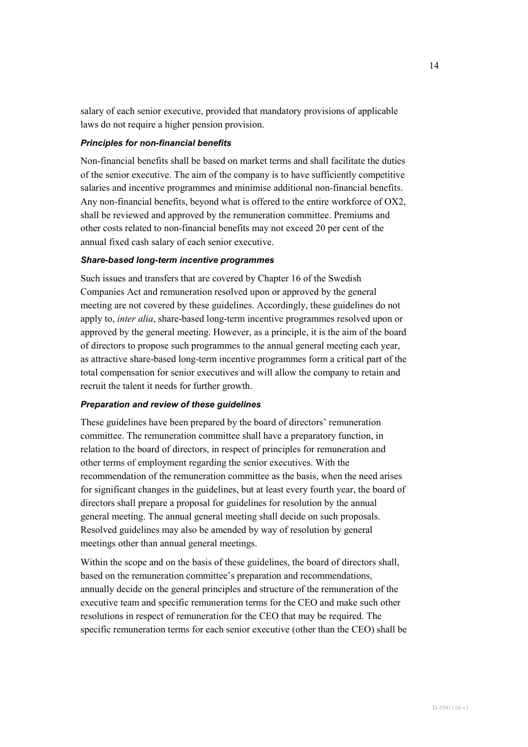salary of each senior executive, provided that mandatory provisions of applicable laws do not require a higher pension provision.

***Principles for non-financial benefits***

Non-financial benefits shall be based on market terms and shall facilitate the duties of the senior executive. The aim of the company is to have sufficiently competitive salaries and incentive programmes and minimise additional non-financial benefits. Any non-financial benefits, beyond what is offered to the entire workforce of OX2, shall be reviewed and approved by the remuneration committee. Premiums and other costs related to non-financial benefits may not exceed 20 per cent of the annual fixed cash salary of each senior executive.

***Share-based long-term incentive programmes***

Such issues and transfers that are covered by Chapter 16 of the Swedish Companies Act and remuneration resolved upon or approved by the general meeting are not covered by these guidelines. Accordingly, these guidelines do not apply to, *inter alia*, share-based long-term incentive programmes resolved upon or approved by the general meeting. However, as a principle, it is the aim of the board of directors to propose such programmes to the annual general meeting each year, as attractive share-based long-term incentive programmes form a critical part of the total compensation for senior executives and will allow the company to retain and recruit the talent it needs for further growth.

***Preparation and review of these guidelines***

These guidelines have been prepared by the board of directors' remuneration committee. The remuneration committee shall have a preparatory function, in relation to the board of directors, in respect of principles for remuneration and other terms of employment regarding the senior executives. With the recommendation of the remuneration committee as the basis, when the need arises for significant changes in the guidelines, but at least every fourth year, the board of directors shall prepare a proposal for guidelines for resolution by the annual general meeting. The annual general meeting shall decide on such proposals. Resolved guidelines may also be amended by way of resolution by general meetings other than annual general meetings.

Within the scope and on the basis of these guidelines, the board of directors shall, based on the remuneration committee's preparation and recommendations, annually decide on the general principles and structure of the remuneration of the executive team and specific remuneration terms for the CEO and make such other resolutions in respect of remuneration for the CEO that may be required. The specific remuneration terms for each senior executive (other than the CEO) shall be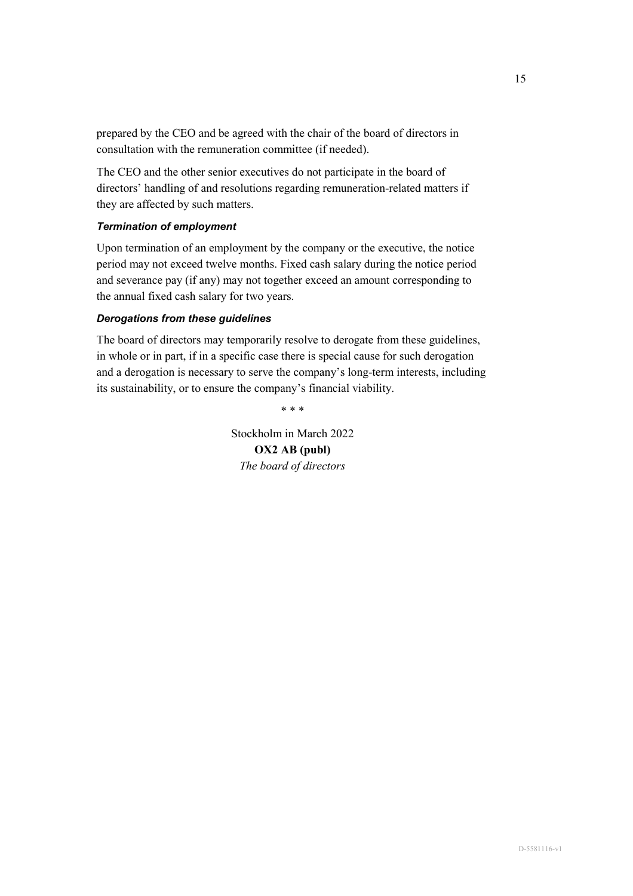prepared by the CEO and be agreed with the chair of the board of directors in consultation with the remuneration committee (if needed).

The CEO and the other senior executives do not participate in the board of directors' handling of and resolutions regarding remuneration-related matters if they are affected by such matters.

***Termination of employment***

Upon termination of an employment by the company or the executive, the notice period may not exceed twelve months. Fixed cash salary during the notice period and severance pay (if any) may not together exceed an amount corresponding to the annual fixed cash salary for two years.

***Derogations from these guidelines***

The board of directors may temporarily resolve to derogate from these guidelines, in whole or in part, if in a specific case there is special cause for such derogation and a derogation is necessary to serve the company's long-term interests, including its sustainability, or to ensure the company's financial viability.

\* \* \*

Stockholm in March 2022

**OX2 AB (publ)**

*The board of directors*